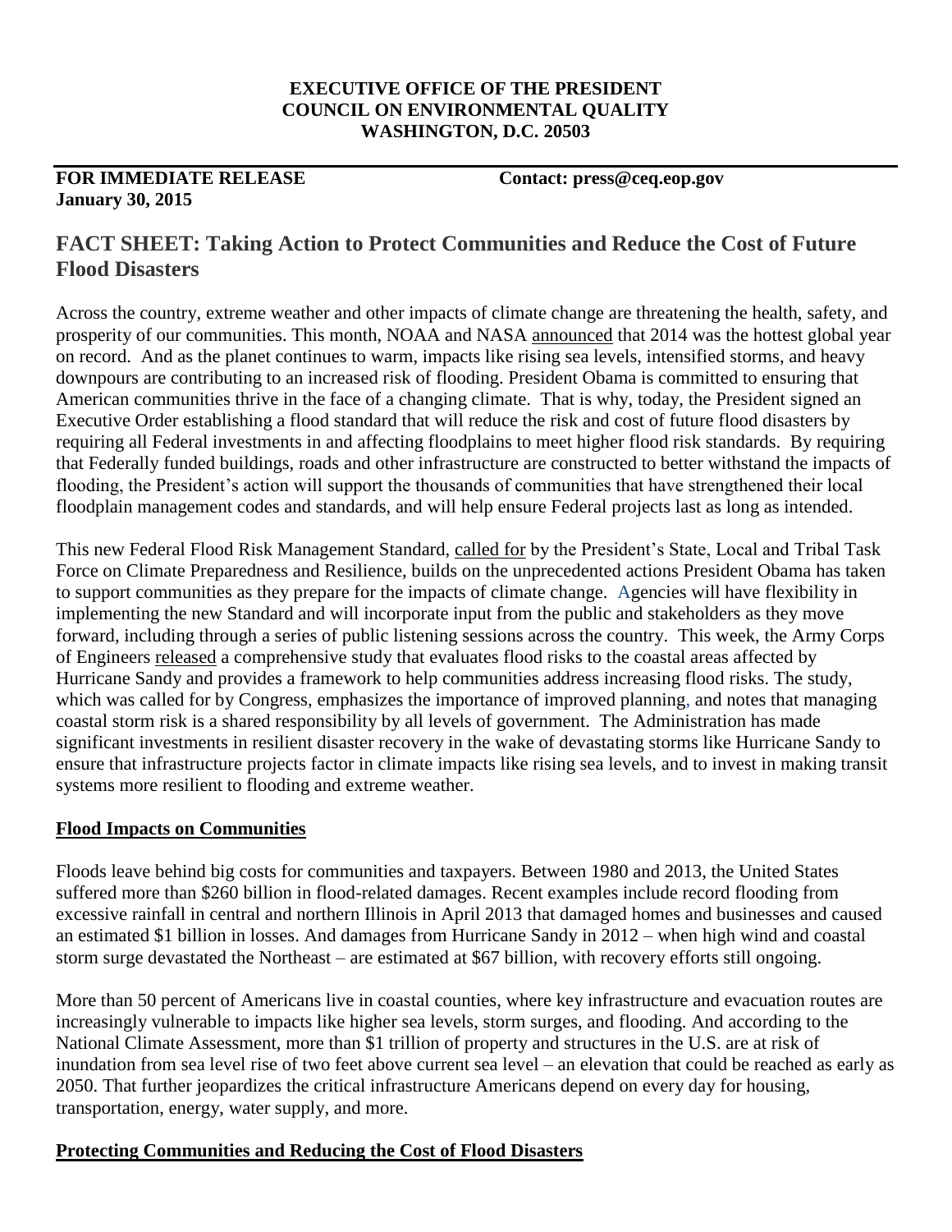**EXECUTIVE OFFICE OF THE PRESIDENT**
**COUNCIL ON ENVIRONMENTAL QUALITY**
**WASHINGTON, D.C. 20503**

**FOR IMMEDIATE RELEASE** **Contact: press@ceq.eop.gov**
**January 30, 2015**

# FACT SHEET: Taking Action to Protect Communities and Reduce the Cost of Future Flood Disasters

Across the country, extreme weather and other impacts of climate change are threatening the health, safety, and prosperity of our communities. This month, NOAA and NASA announced that 2014 was the hottest global year on record. And as the planet continues to warm, impacts like rising sea levels, intensified storms, and heavy downpours are contributing to an increased risk of flooding. President Obama is committed to ensuring that American communities thrive in the face of a changing climate. That is why, today, the President signed an Executive Order establishing a flood standard that will reduce the risk and cost of future flood disasters by requiring all Federal investments in and affecting floodplains to meet higher flood risk standards. By requiring that Federally funded buildings, roads and other infrastructure are constructed to better withstand the impacts of flooding, the President's action will support the thousands of communities that have strengthened their local floodplain management codes and standards, and will help ensure Federal projects last as long as intended.

This new Federal Flood Risk Management Standard, called for by the President's State, Local and Tribal Task Force on Climate Preparedness and Resilience, builds on the unprecedented actions President Obama has taken to support communities as they prepare for the impacts of climate change. Agencies will have flexibility in implementing the new Standard and will incorporate input from the public and stakeholders as they move forward, including through a series of public listening sessions across the country. This week, the Army Corps of Engineers released a comprehensive study that evaluates flood risks to the coastal areas affected by Hurricane Sandy and provides a framework to help communities address increasing flood risks. The study, which was called for by Congress, emphasizes the importance of improved planning, and notes that managing coastal storm risk is a shared responsibility by all levels of government. The Administration has made significant investments in resilient disaster recovery in the wake of devastating storms like Hurricane Sandy to ensure that infrastructure projects factor in climate impacts like rising sea levels, and to invest in making transit systems more resilient to flooding and extreme weather.

## Flood Impacts on Communities

Floods leave behind big costs for communities and taxpayers. Between 1980 and 2013, the United States suffered more than $260 billion in flood-related damages. Recent examples include record flooding from excessive rainfall in central and northern Illinois in April 2013 that damaged homes and businesses and caused an estimated $1 billion in losses. And damages from Hurricane Sandy in 2012 – when high wind and coastal storm surge devastated the Northeast – are estimated at $67 billion, with recovery efforts still ongoing.

More than 50 percent of Americans live in coastal counties, where key infrastructure and evacuation routes are increasingly vulnerable to impacts like higher sea levels, storm surges, and flooding. And according to the National Climate Assessment, more than $1 trillion of property and structures in the U.S. are at risk of inundation from sea level rise of two feet above current sea level – an elevation that could be reached as early as 2050. That further jeopardizes the critical infrastructure Americans depend on every day for housing, transportation, energy, water supply, and more.

## Protecting Communities and Reducing the Cost of Flood Disasters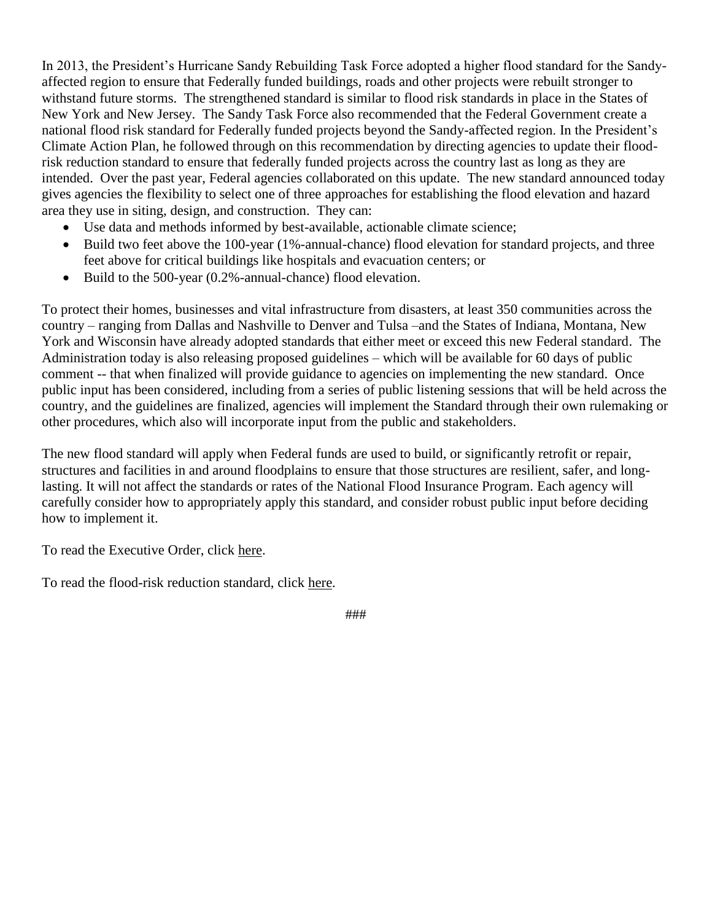In 2013, the President's Hurricane Sandy Rebuilding Task Force adopted a higher flood standard for the Sandy-affected region to ensure that Federally funded buildings, roads and other projects were rebuilt stronger to withstand future storms. The strengthened standard is similar to flood risk standards in place in the States of New York and New Jersey. The Sandy Task Force also recommended that the Federal Government create a national flood risk standard for Federally funded projects beyond the Sandy-affected region. In the President's Climate Action Plan, he followed through on this recommendation by directing agencies to update their flood-risk reduction standard to ensure that federally funded projects across the country last as long as they are intended. Over the past year, Federal agencies collaborated on this update. The new standard announced today gives agencies the flexibility to select one of three approaches for establishing the flood elevation and hazard area they use in siting, design, and construction. They can:

- Use data and methods informed by best-available, actionable climate science;
- Build two feet above the 100-year (1%-annual-chance) flood elevation for standard projects, and three feet above for critical buildings like hospitals and evacuation centers; or
- Build to the 500-year (0.2%-annual-chance) flood elevation.

To protect their homes, businesses and vital infrastructure from disasters, at least 350 communities across the country – ranging from Dallas and Nashville to Denver and Tulsa –and the States of Indiana, Montana, New York and Wisconsin have already adopted standards that either meet or exceed this new Federal standard. The Administration today is also releasing proposed guidelines – which will be available for 60 days of public comment -- that when finalized will provide guidance to agencies on implementing the new standard. Once public input has been considered, including from a series of public listening sessions that will be held across the country, and the guidelines are finalized, agencies will implement the Standard through their own rulemaking or other procedures, which also will incorporate input from the public and stakeholders.

The new flood standard will apply when Federal funds are used to build, or significantly retrofit or repair, structures and facilities in and around floodplains to ensure that those structures are resilient, safer, and long-lasting. It will not affect the standards or rates of the National Flood Insurance Program. Each agency will carefully consider how to appropriately apply this standard, and consider robust public input before deciding how to implement it.

To read the Executive Order, click here.

To read the flood-risk reduction standard, click here.

###